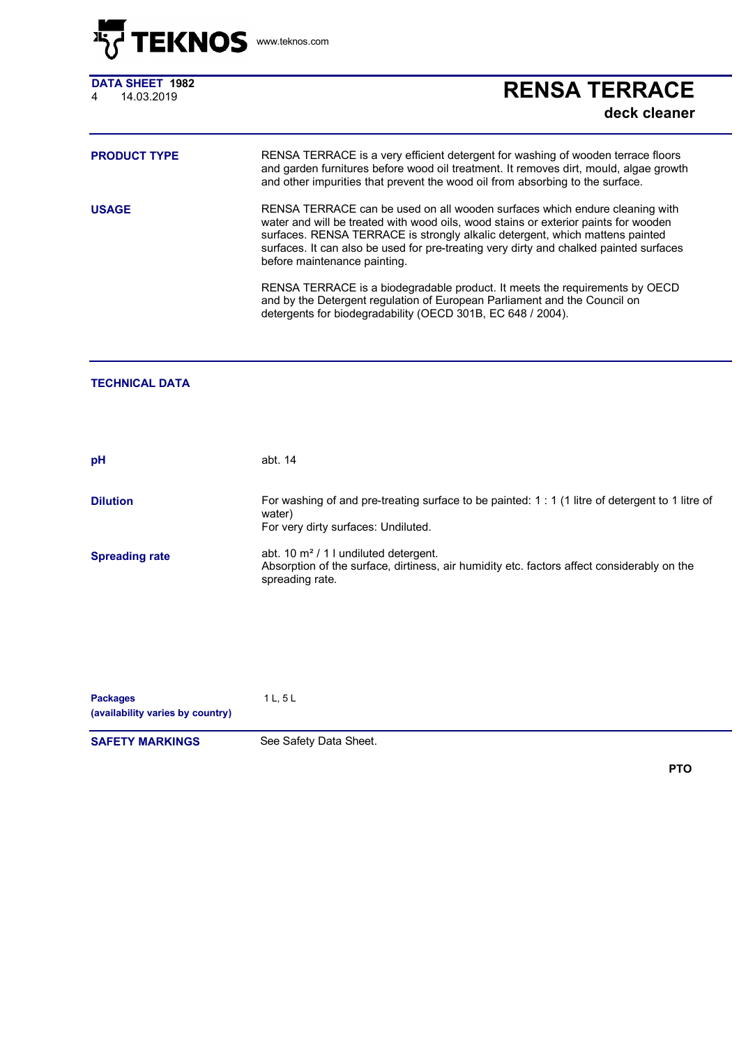**DATA SHEET 1982**
4 14.03.2019

# RENSA TERRACE

## deck cleaner

**PRODUCT TYPE**

RENSA TERRACE is a very efficient detergent for washing of wooden terrace floors and garden furnitures before wood oil treatment. It removes dirt, mould, algae growth and other impurities that prevent the wood oil from absorbing to the surface.

**USAGE**

RENSA TERRACE can be used on all wooden surfaces which endure cleaning with water and will be treated with wood oils, wood stains or exterior paints for wooden surfaces. RENSA TERRACE is strongly alkalic detergent, which mattens painted surfaces. It can also be used for pre-treating very dirty and chalked painted surfaces before maintenance painting.

RENSA TERRACE is a biodegradable product. It meets the requirements by OECD and by the Detergent regulation of European Parliament and the Council on detergents for biodegradability (OECD 301B, EC 648 / 2004).

## TECHNICAL DATA

**pH**

abt. 14

**Dilution**

For washing of and pre-treating surface to be painted: 1 : 1 (1 litre of detergent to 1 litre of water)
For very dirty surfaces: Undiluted.

**Spreading rate**

abt. 10 m² / 1 l undiluted detergent.
Absorption of the surface, dirtiness, air humidity etc. factors affect considerably on the spreading rate.

**Packages**
**(availability varies by country)**

1 L, 5 L

**SAFETY MARKINGS**

See Safety Data Sheet.

**PTO**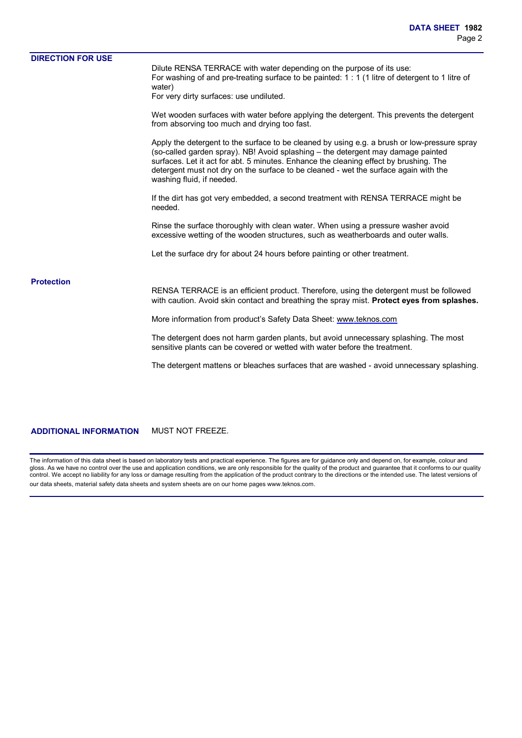## DIRECTION FOR USE

Dilute RENSA TERRACE with water depending on the purpose of its use:
For washing of and pre-treating surface to be painted: 1 : 1 (1 litre of detergent to 1 litre of water)
For very dirty surfaces: use undiluted.

Wet wooden surfaces with water before applying the detergent. This prevents the detergent from absorving too much and drying too fast.

Apply the detergent to the surface to be cleaned by using e.g. a brush or low-pressure spray (so-called garden spray). NB! Avoid splashing – the detergent may damage painted surfaces. Let it act for abt. 5 minutes. Enhance the cleaning effect by brushing. The detergent must not dry on the surface to be cleaned - wet the surface again with the washing fluid, if needed.

If the dirt has got very embedded, a second treatment with RENSA TERRACE might be needed.

Rinse the surface thoroughly with clean water. When using a pressure washer avoid excessive wetting of the wooden structures, such as weatherboards and outer walls.

Let the surface dry for about 24 hours before painting or other treatment.

### Protection

RENSA TERRACE is an efficient product. Therefore, using the detergent must be followed with caution. Avoid skin contact and breathing the spray mist. **Protect eyes from splashes.**

More information from product's Safety Data Sheet: www.teknos.com

The detergent does not harm garden plants, but avoid unnecessary splashing. The most sensitive plants can be covered or wetted with water before the treatment.

The detergent mattens or bleaches surfaces that are washed - avoid unnecessary splashing.

## ADDITIONAL INFORMATION

MUST NOT FREEZE.

The information of this data sheet is based on laboratory tests and practical experience. The figures are for guidance only and depend on, for example, colour and gloss. As we have no control over the use and application conditions, we are only responsible for the quality of the product and guarantee that it conforms to our quality control. We accept no liability for any loss or damage resulting from the application of the product contrary to the directions or the intended use. The latest versions of our data sheets, material safety data sheets and system sheets are on our home pages www.teknos.com.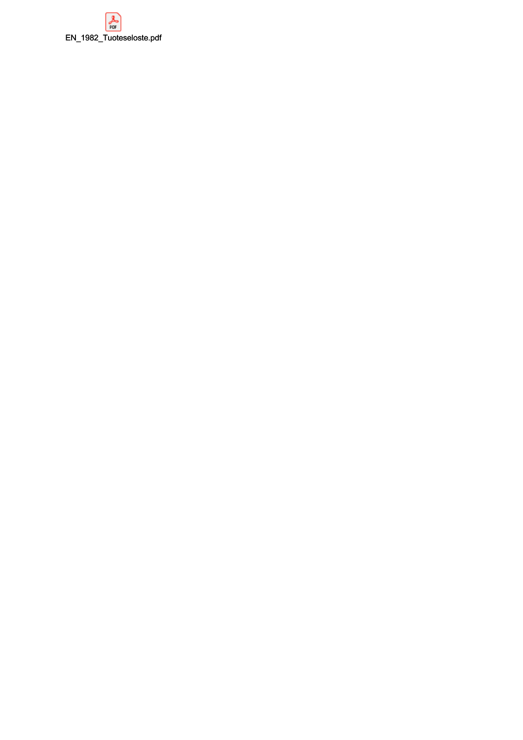EN_1982_Tuoteseloste.pdf